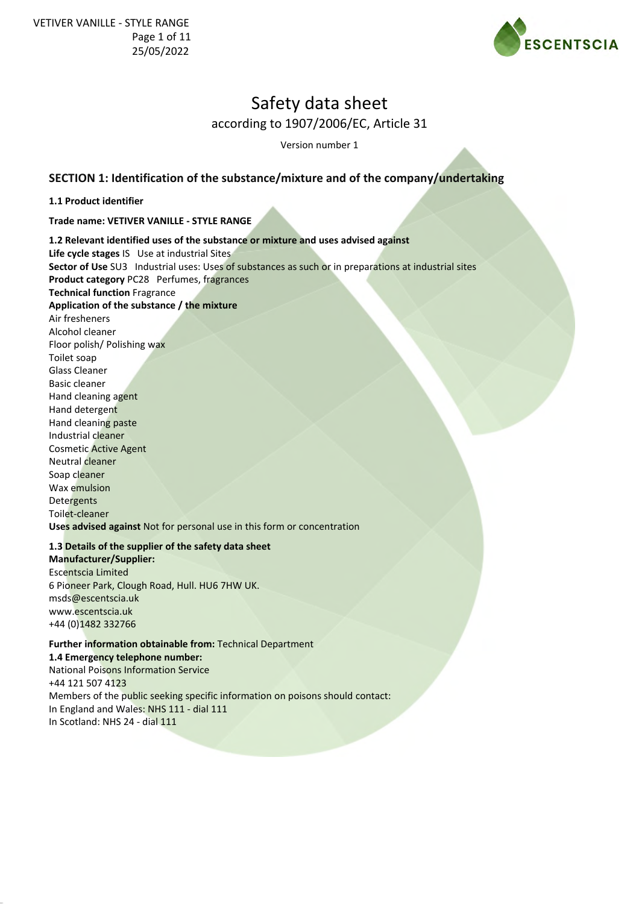# Safety data sheet

according to 1907/2006/EC, Article 31

Version number 1

## SECTION 1: Identification of the substance/mixture and of the company/undertaking

**1.1 Product identifier**

**Trade name: VETIVER VANILLE - STYLE RANGE**

**1.2 Relevant identified uses of the substance or mixture and uses advised against**

**Life cycle stages** IS Use at industrial Sites
**Sector of Use** SU3 Industrial uses: Uses of substances as such or in preparations at industrial sites
**Product category** PC28 Perfumes, fragrances
**Technical function** Fragrance
**Application of the substance / the mixture**
Air fresheners
Alcohol cleaner
Floor polish/ Polishing wax
Toilet soap
Glass Cleaner
Basic cleaner
Hand cleaning agent
Hand detergent
Hand cleaning paste
Industrial cleaner
Cosmetic Active Agent
Neutral cleaner
Soap cleaner
Wax emulsion
Detergents
Toilet-cleaner
**Uses advised against** Not for personal use in this form or concentration

**1.3 Details of the supplier of the safety data sheet**
**Manufacturer/Supplier:**
Escentscia Limited
6 Pioneer Park, Clough Road, Hull. HU6 7HW UK.
msds@escentscia.uk
www.escentscia.uk
+44 (0)1482 332766

**Further information obtainable from:** Technical Department
**1.4 Emergency telephone number:**
National Poisons Information Service
+44 121 507 4123
Members of the public seeking specific information on poisons should contact:
In England and Wales: NHS 111 - dial 111
In Scotland: NHS 24 - dial 111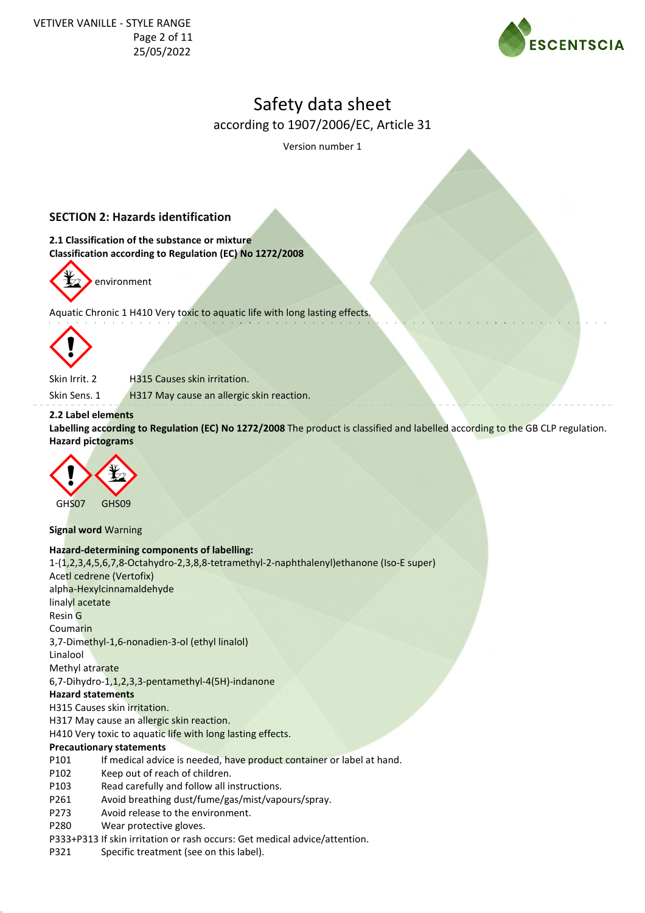# Safety data sheet

according to 1907/2006/EC, Article 31

Version number 1

## SECTION 2: Hazards identification

### 2.1 Classification of the substance or mixture

**Classification according to Regulation (EC) No 1272/2008**

environment

Aquatic Chronic 1 H410 Very toxic to aquatic life with long lasting effects.

Skin Irrit. 2 H315 Causes skin irritation.

Skin Sens. 1 H317 May cause an allergic skin reaction.

### 2.2 Label elements

**Labelling according to Regulation (EC) No 1272/2008** The product is classified and labelled according to the GB CLP regulation.

**Hazard pictograms**

GHS07 GHS09

**Signal word** Warning

**Hazard-determining components of labelling:**

1-(1,2,3,4,5,6,7,8-Octahydro-2,3,8,8-tetramethyl-2-naphthalenyl)ethanone (Iso-E super)
Acetl cedrene (Vertofix)
alpha-Hexylcinnamaldehyde
linalyl acetate
Resin G
Coumarin
3,7-Dimethyl-1,6-nonadien-3-ol (ethyl linalol)
Linalool
Methyl atrarate
6,7-Dihydro-1,1,2,3,3-pentamethyl-4(5H)-indanone

**Hazard statements**

H315 Causes skin irritation.
H317 May cause an allergic skin reaction.
H410 Very toxic to aquatic life with long lasting effects.

**Precautionary statements**

P101 If medical advice is needed, have product container or label at hand.
P102 Keep out of reach of children.
P103 Read carefully and follow all instructions.
P261 Avoid breathing dust/fume/gas/mist/vapours/spray.
P273 Avoid release to the environment.
P280 Wear protective gloves.
P333+P313 If skin irritation or rash occurs: Get medical advice/attention.
P321 Specific treatment (see on this label).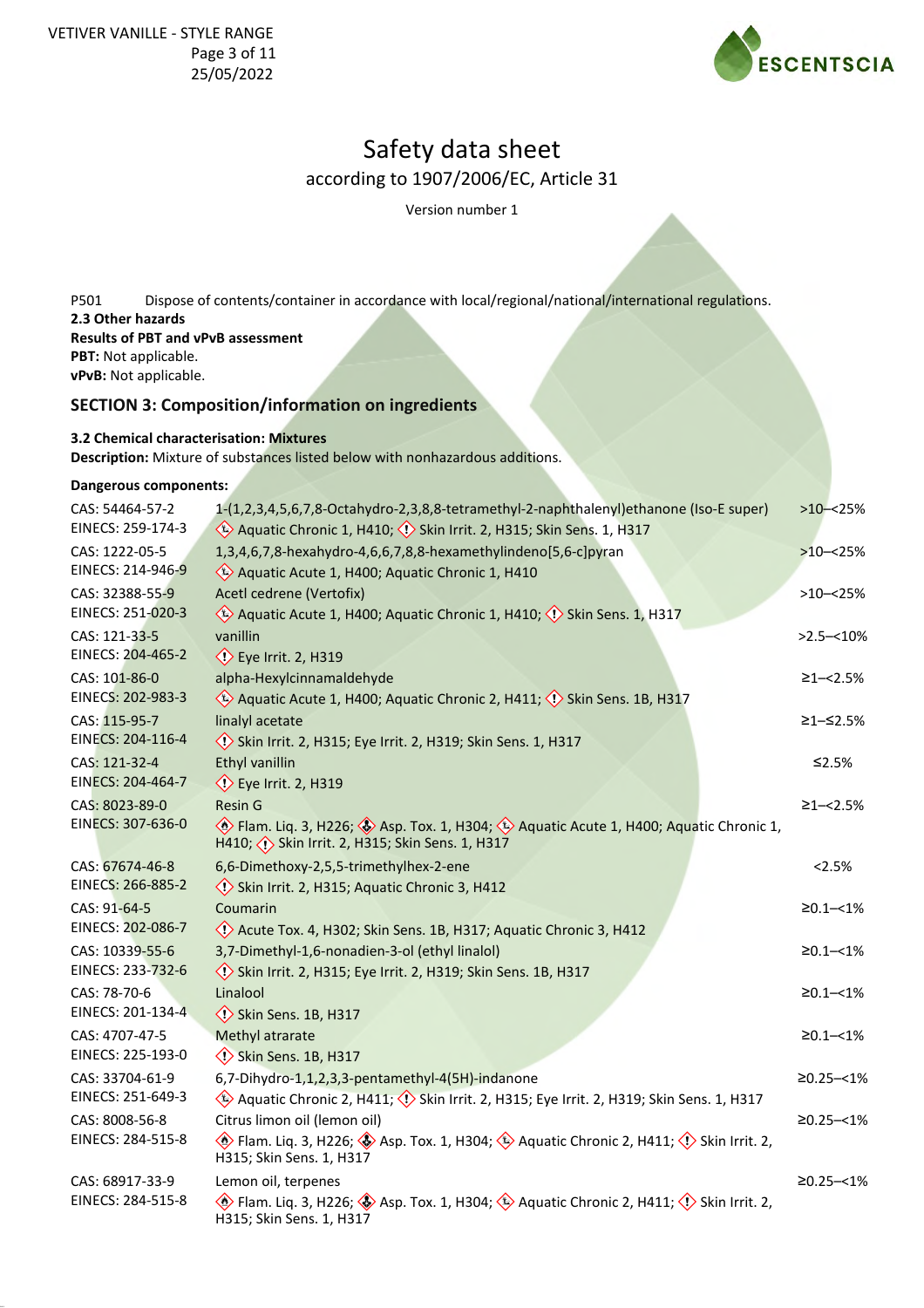P501 Dispose of contents/container in accordance with local/regional/national/international regulations.

**2.3 Other hazards**

**Results of PBT and vPvB assessment**

**PBT:** Not applicable.

**vPvB:** Not applicable.

## SECTION 3: Composition/information on ingredients

**3.2 Chemical characterisation: Mixtures**

**Description:** Mixture of substances listed below with nonhazardous additions.

**Dangerous components:**

| Identifiers | Substance / Classification | Concentration |
|---|---|---|
| CAS: 54464-57-2<br>EINECS: 259-174-3 | 1-(1,2,3,4,5,6,7,8-Octahydro-2,3,8,8-tetramethyl-2-naphthalenyl)ethanone (Iso-E super)<br>Aquatic Chronic 1, H410; Skin Irrit. 2, H315; Skin Sens. 1, H317 | >10–<25% |
| CAS: 1222-05-5<br>EINECS: 214-946-9 | 1,3,4,6,7,8-hexahydro-4,6,6,7,8,8-hexamethylindeno[5,6-c]pyran<br>Aquatic Acute 1, H400; Aquatic Chronic 1, H410 | >10–<25% |
| CAS: 32388-55-9<br>EINECS: 251-020-3 | Acetl cedrene (Vertofix)<br>Aquatic Acute 1, H400; Aquatic Chronic 1, H410; Skin Sens. 1, H317 | >10–<25% |
| CAS: 121-33-5<br>EINECS: 204-465-2 | vanillin<br>Eye Irrit. 2, H319 | >2.5–<10% |
| CAS: 101-86-0<br>EINECS: 202-983-3 | alpha-Hexylcinnamaldehyde<br>Aquatic Acute 1, H400; Aquatic Chronic 2, H411; Skin Sens. 1B, H317 | ≥1–<2.5% |
| CAS: 115-95-7<br>EINECS: 204-116-4 | linalyl acetate<br>Skin Irrit. 2, H315; Eye Irrit. 2, H319; Skin Sens. 1, H317 | ≥1–≤2.5% |
| CAS: 121-32-4<br>EINECS: 204-464-7 | Ethyl vanillin<br>Eye Irrit. 2, H319 | ≤2.5% |
| CAS: 8023-89-0<br>EINECS: 307-636-0 | Resin G<br>Flam. Liq. 3, H226; Asp. Tox. 1, H304; Aquatic Acute 1, H400; Aquatic Chronic 1, H410; Skin Irrit. 2, H315; Skin Sens. 1, H317 | ≥1–<2.5% |
| CAS: 67674-46-8<br>EINECS: 266-885-2 | 6,6-Dimethoxy-2,5,5-trimethylhex-2-ene<br>Skin Irrit. 2, H315; Aquatic Chronic 3, H412 | <2.5% |
| CAS: 91-64-5<br>EINECS: 202-086-7 | Coumarin<br>Acute Tox. 4, H302; Skin Sens. 1B, H317; Aquatic Chronic 3, H412 | ≥0.1–<1% |
| CAS: 10339-55-6<br>EINECS: 233-732-6 | 3,7-Dimethyl-1,6-nonadien-3-ol (ethyl linalol)<br>Skin Irrit. 2, H315; Eye Irrit. 2, H319; Skin Sens. 1B, H317 | ≥0.1–<1% |
| CAS: 78-70-6<br>EINECS: 201-134-4 | Linalool<br>Skin Sens. 1B, H317 | ≥0.1–<1% |
| CAS: 4707-47-5<br>EINECS: 225-193-0 | Methyl atrarate<br>Skin Sens. 1B, H317 | ≥0.1–<1% |
| CAS: 33704-61-9<br>EINECS: 251-649-3 | 6,7-Dihydro-1,1,2,3,3-pentamethyl-4(5H)-indanone<br>Aquatic Chronic 2, H411; Skin Irrit. 2, H315; Eye Irrit. 2, H319; Skin Sens. 1, H317 | ≥0.25–<1% |
| CAS: 8008-56-8<br>EINECS: 284-515-8 | Citrus limon oil (lemon oil)<br>Flam. Liq. 3, H226; Asp. Tox. 1, H304; Aquatic Chronic 2, H411; Skin Irrit. 2, H315; Skin Sens. 1, H317 | ≥0.25–<1% |
| CAS: 68917-33-9<br>EINECS: 284-515-8 | Lemon oil, terpenes<br>Flam. Liq. 3, H226; Asp. Tox. 1, H304; Aquatic Chronic 2, H411; Skin Irrit. 2, H315; Skin Sens. 1, H317 | ≥0.25–<1% |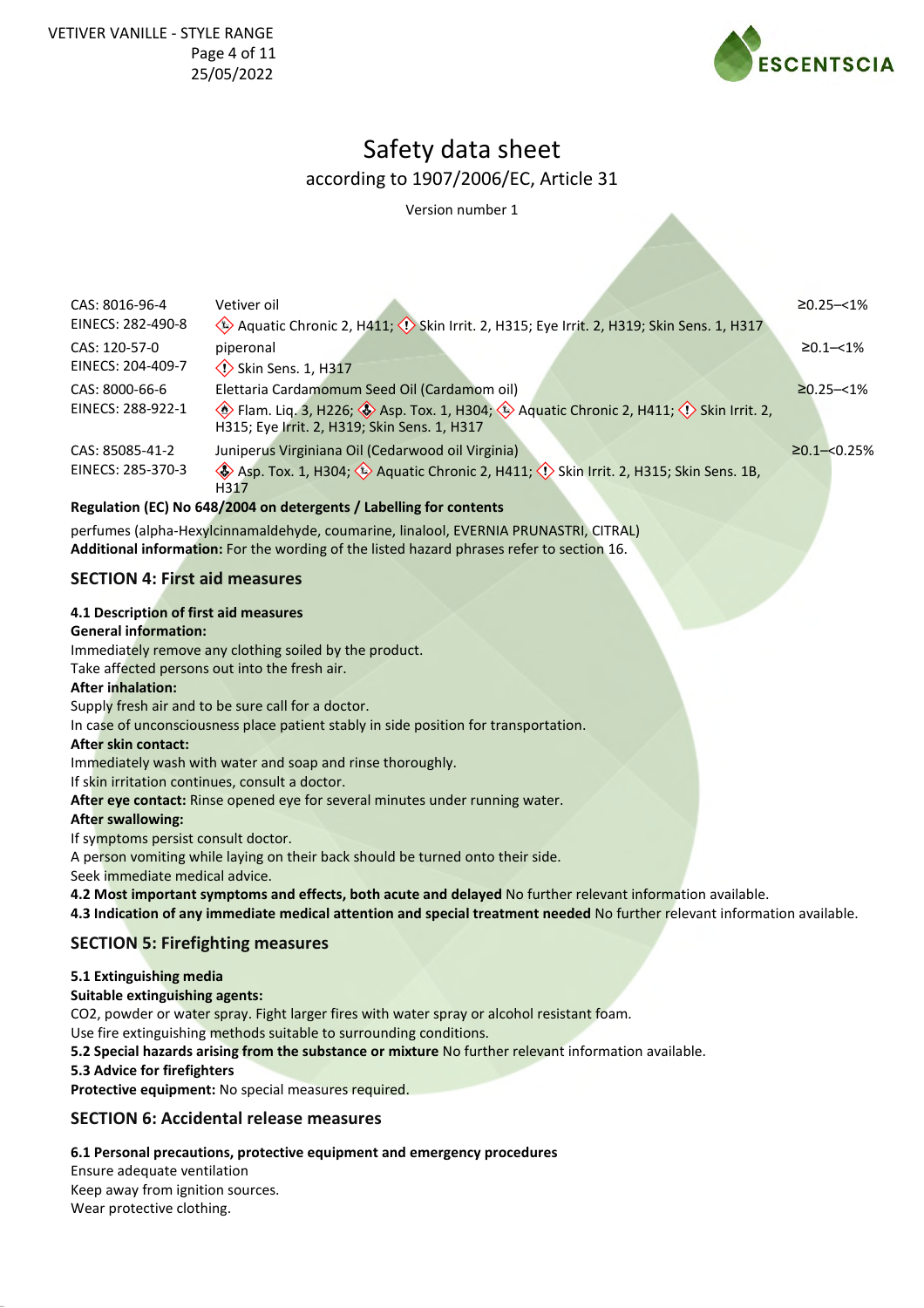| | | |
|---|---|---|
| CAS: 8016-96-4<br>EINECS: 282-490-8 | Vetiver oil<br>Aquatic Chronic 2, H411; Skin Irrit. 2, H315; Eye Irrit. 2, H319; Skin Sens. 1, H317 | ≥0.25–<1% |
| CAS: 120-57-0<br>EINECS: 204-409-7 | piperonal<br>Skin Sens. 1, H317 | ≥0.1–<1% |
| CAS: 8000-66-6<br>EINECS: 288-922-1 | Elettaria Cardamomum Seed Oil (Cardamom oil)<br>Flam. Liq. 3, H226; Asp. Tox. 1, H304; Aquatic Chronic 2, H411; Skin Irrit. 2, H315; Eye Irrit. 2, H319; Skin Sens. 1, H317 | ≥0.25–<1% |
| CAS: 85085-41-2<br>EINECS: 285-370-3 | Juniperus Virginiana Oil (Cedarwood oil Virginia)<br>Asp. Tox. 1, H304; Aquatic Chronic 2, H411; Skin Irrit. 2, H315; Skin Sens. 1B, H317 | ≥0.1–<0.25% |

**Regulation (EC) No 648/2004 on detergents / Labelling for contents**

perfumes (alpha-Hexylcinnamaldehyde, coumarine, linalool, EVERNIA PRUNASTRI, CITRAL)

**Additional information:** For the wording of the listed hazard phrases refer to section 16.

## SECTION 4: First aid measures

**4.1 Description of first aid measures**

**General information:**

Immediately remove any clothing soiled by the product.

Take affected persons out into the fresh air.

**After inhalation:**

Supply fresh air and to be sure call for a doctor.

In case of unconsciousness place patient stably in side position for transportation.

**After skin contact:**

Immediately wash with water and soap and rinse thoroughly.

If skin irritation continues, consult a doctor.

**After eye contact:** Rinse opened eye for several minutes under running water.

**After swallowing:**

If symptoms persist consult doctor.

A person vomiting while laying on their back should be turned onto their side.

Seek immediate medical advice.

**4.2 Most important symptoms and effects, both acute and delayed** No further relevant information available.

**4.3 Indication of any immediate medical attention and special treatment needed** No further relevant information available.

## SECTION 5: Firefighting measures

**5.1 Extinguishing media**

**Suitable extinguishing agents:**

$CO_2$, powder or water spray. Fight larger fires with water spray or alcohol resistant foam.

Use fire extinguishing methods suitable to surrounding conditions.

**5.2 Special hazards arising from the substance or mixture** No further relevant information available.

**5.3 Advice for firefighters**

**Protective equipment:** No special measures required.

## SECTION 6: Accidental release measures

**6.1 Personal precautions, protective equipment and emergency procedures**

Ensure adequate ventilation

Keep away from ignition sources.

Wear protective clothing.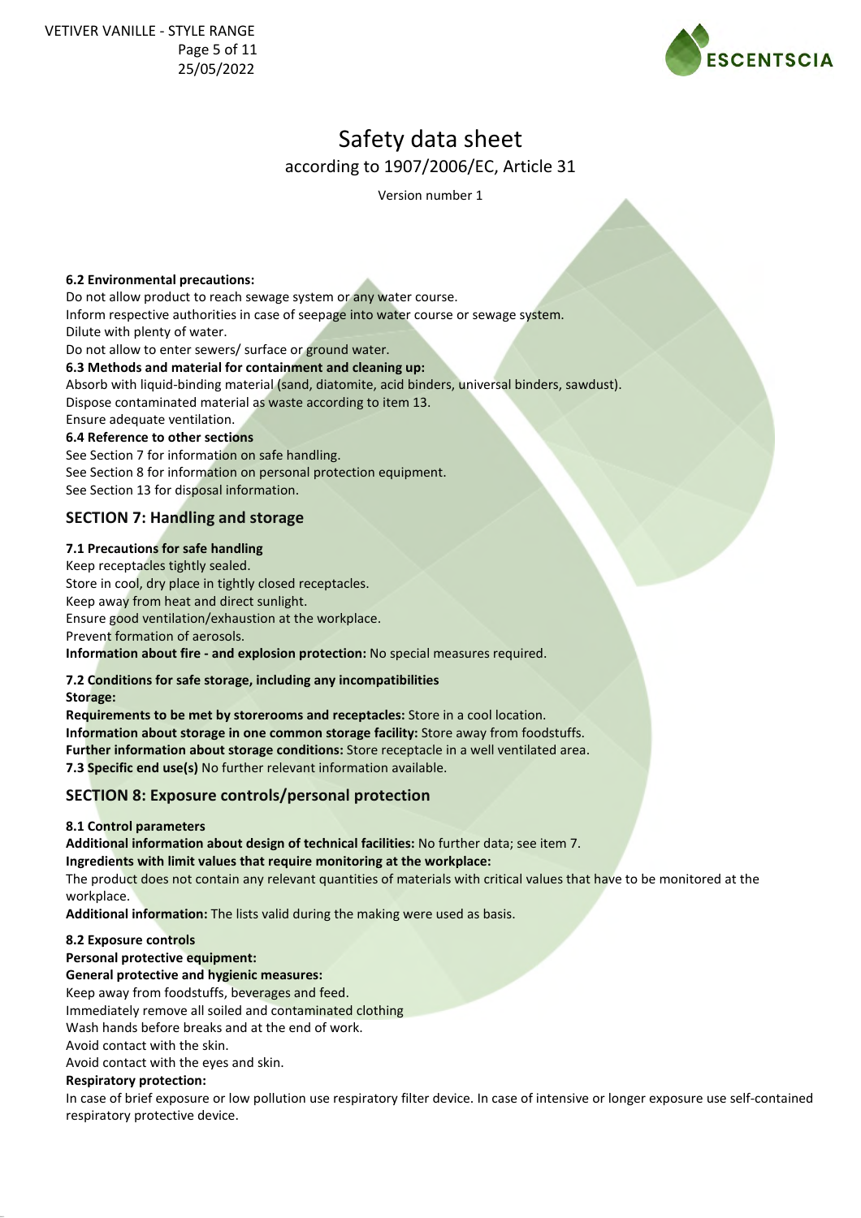**6.2 Environmental precautions:**

Do not allow product to reach sewage system or any water course.
Inform respective authorities in case of seepage into water course or sewage system.
Dilute with plenty of water.
Do not allow to enter sewers/ surface or ground water.

**6.3 Methods and material for containment and cleaning up:**

Absorb with liquid-binding material (sand, diatomite, acid binders, universal binders, sawdust).
Dispose contaminated material as waste according to item 13.
Ensure adequate ventilation.

**6.4 Reference to other sections**

See Section 7 for information on safe handling.
See Section 8 for information on personal protection equipment.
See Section 13 for disposal information.

## SECTION 7: Handling and storage

**7.1 Precautions for safe handling**

Keep receptacles tightly sealed.
Store in cool, dry place in tightly closed receptacles.
Keep away from heat and direct sunlight.
Ensure good ventilation/exhaustion at the workplace.
Prevent formation of aerosols.
**Information about fire - and explosion protection:** No special measures required.

**7.2 Conditions for safe storage, including any incompatibilities**

**Storage:**

**Requirements to be met by storerooms and receptacles:** Store in a cool location.
**Information about storage in one common storage facility:** Store away from foodstuffs.
**Further information about storage conditions:** Store receptacle in a well ventilated area.
**7.3 Specific end use(s)** No further relevant information available.

## SECTION 8: Exposure controls/personal protection

**8.1 Control parameters**

**Additional information about design of technical facilities:** No further data; see item 7.
**Ingredients with limit values that require monitoring at the workplace:**
The product does not contain any relevant quantities of materials with critical values that have to be monitored at the workplace.
**Additional information:** The lists valid during the making were used as basis.

**8.2 Exposure controls**

**Personal protective equipment:**

**General protective and hygienic measures:**

Keep away from foodstuffs, beverages and feed.
Immediately remove all soiled and contaminated clothing
Wash hands before breaks and at the end of work.
Avoid contact with the skin.
Avoid contact with the eyes and skin.

**Respiratory protection:**

In case of brief exposure or low pollution use respiratory filter device. In case of intensive or longer exposure use self-contained respiratory protective device.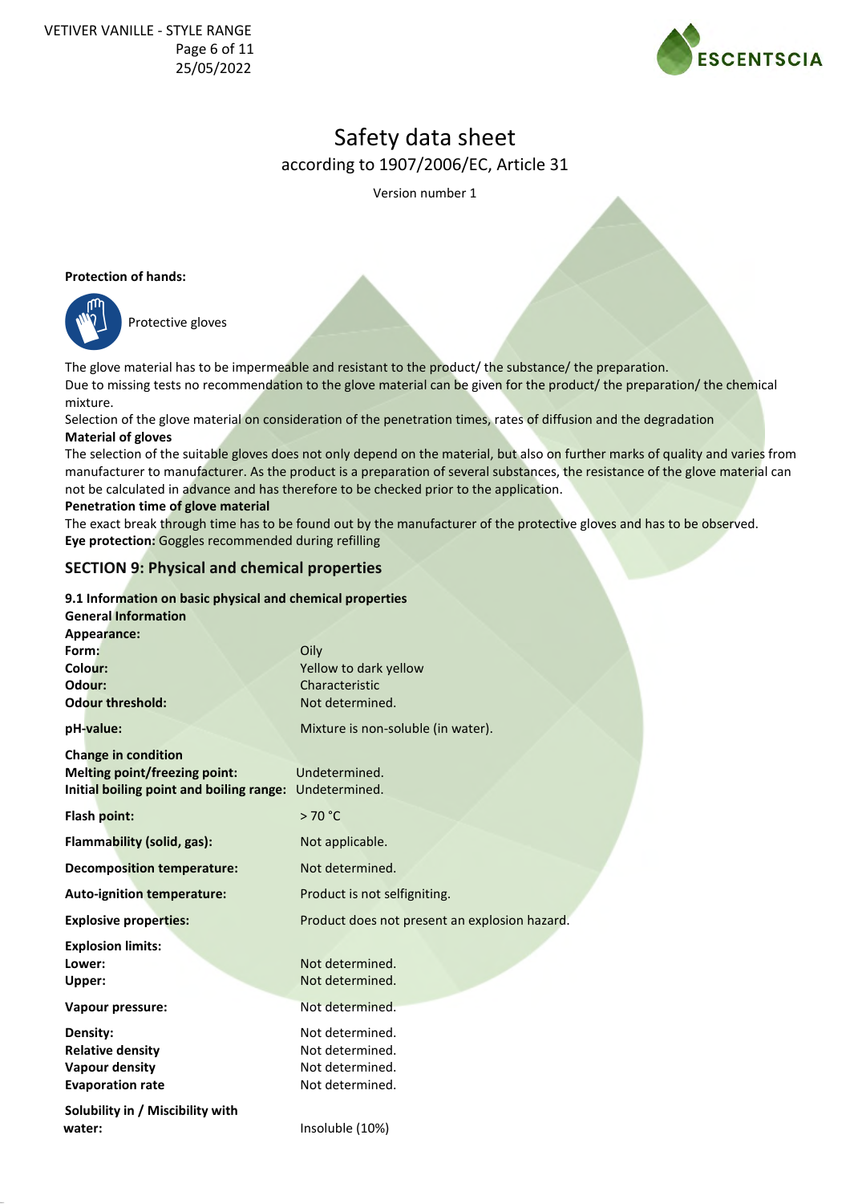**Protection of hands:**

Protective gloves

The glove material has to be impermeable and resistant to the product/ the substance/ the preparation.
Due to missing tests no recommendation to the glove material can be given for the product/ the preparation/ the chemical mixture.
Selection of the glove material on consideration of the penetration times, rates of diffusion and the degradation

**Material of gloves**

The selection of the suitable gloves does not only depend on the material, but also on further marks of quality and varies from manufacturer to manufacturer. As the product is a preparation of several substances, the resistance of the glove material can not be calculated in advance and has therefore to be checked prior to the application.

**Penetration time of glove material**

The exact break through time has to be found out by the manufacturer of the protective gloves and has to be observed.

**Eye protection:** Goggles recommended during refilling

## SECTION 9: Physical and chemical properties

**9.1 Information on basic physical and chemical properties**

**General Information**

**Appearance:**

| | |
|---|---|
| **Form:** | Oily |
| **Colour:** | Yellow to dark yellow |
| **Odour:** | Characteristic |
| **Odour threshold:** | Not determined. |
| **pH-value:** | Mixture is non-soluble (in water). |
| **Change in condition** | |
| **Melting point/freezing point:** | Undetermined. |
| **Initial boiling point and boiling range:** | Undetermined. |
| **Flash point:** | > 70 °C |
| **Flammability (solid, gas):** | Not applicable. |
| **Decomposition temperature:** | Not determined. |
| **Auto-ignition temperature:** | Product is not selfigniting. |
| **Explosive properties:** | Product does not present an explosion hazard. |
| **Explosion limits:** | |
| **Lower:** | Not determined. |
| **Upper:** | Not determined. |
| **Vapour pressure:** | Not determined. |
| **Density:** | Not determined. |
| **Relative density** | Not determined. |
| **Vapour density** | Not determined. |
| **Evaporation rate** | Not determined. |
| **Solubility in / Miscibility with water:** | Insoluble (10%) |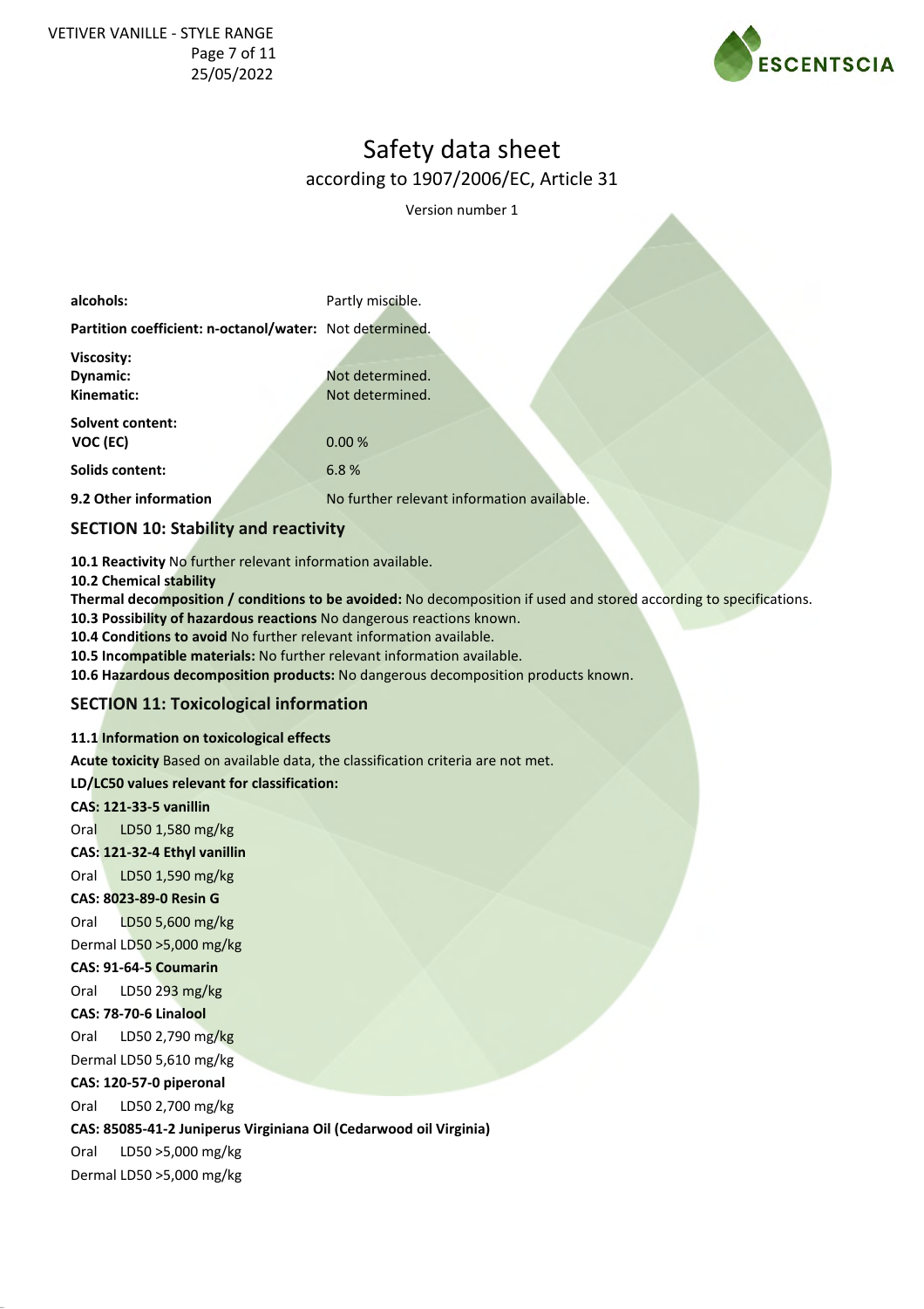**alcohols:** Partly miscible.

**Partition coefficient: n-octanol/water:** Not determined.

**Viscosity:**

**Dynamic:** Not determined.

**Kinematic:** Not determined.

**Solvent content:**

**VOC (EC)** 0.00 %

**Solids content:** 6.8 %

**9.2 Other information** No further relevant information available.

## SECTION 10: Stability and reactivity

**10.1 Reactivity** No further relevant information available.

**10.2 Chemical stability**

**Thermal decomposition / conditions to be avoided:** No decomposition if used and stored according to specifications.

**10.3 Possibility of hazardous reactions** No dangerous reactions known.

**10.4 Conditions to avoid** No further relevant information available.

**10.5 Incompatible materials:** No further relevant information available.

**10.6 Hazardous decomposition products:** No dangerous decomposition products known.

## SECTION 11: Toxicological information

**11.1 Information on toxicological effects**

**Acute toxicity** Based on available data, the classification criteria are not met.

**LD/LC50 values relevant for classification:**

**CAS: 121-33-5 vanillin**

Oral LD50 1,580 mg/kg

**CAS: 121-32-4 Ethyl vanillin**

Oral LD50 1,590 mg/kg

**CAS: 8023-89-0 Resin G**

Oral LD50 5,600 mg/kg

Dermal LD50 >5,000 mg/kg

**CAS: 91-64-5 Coumarin**

Oral LD50 293 mg/kg

**CAS: 78-70-6 Linalool**

Oral LD50 2,790 mg/kg

Dermal LD50 5,610 mg/kg

**CAS: 120-57-0 piperonal**

Oral LD50 2,700 mg/kg

**CAS: 85085-41-2 Juniperus Virginiana Oil (Cedarwood oil Virginia)**

Oral LD50 >5,000 mg/kg

Dermal LD50 >5,000 mg/kg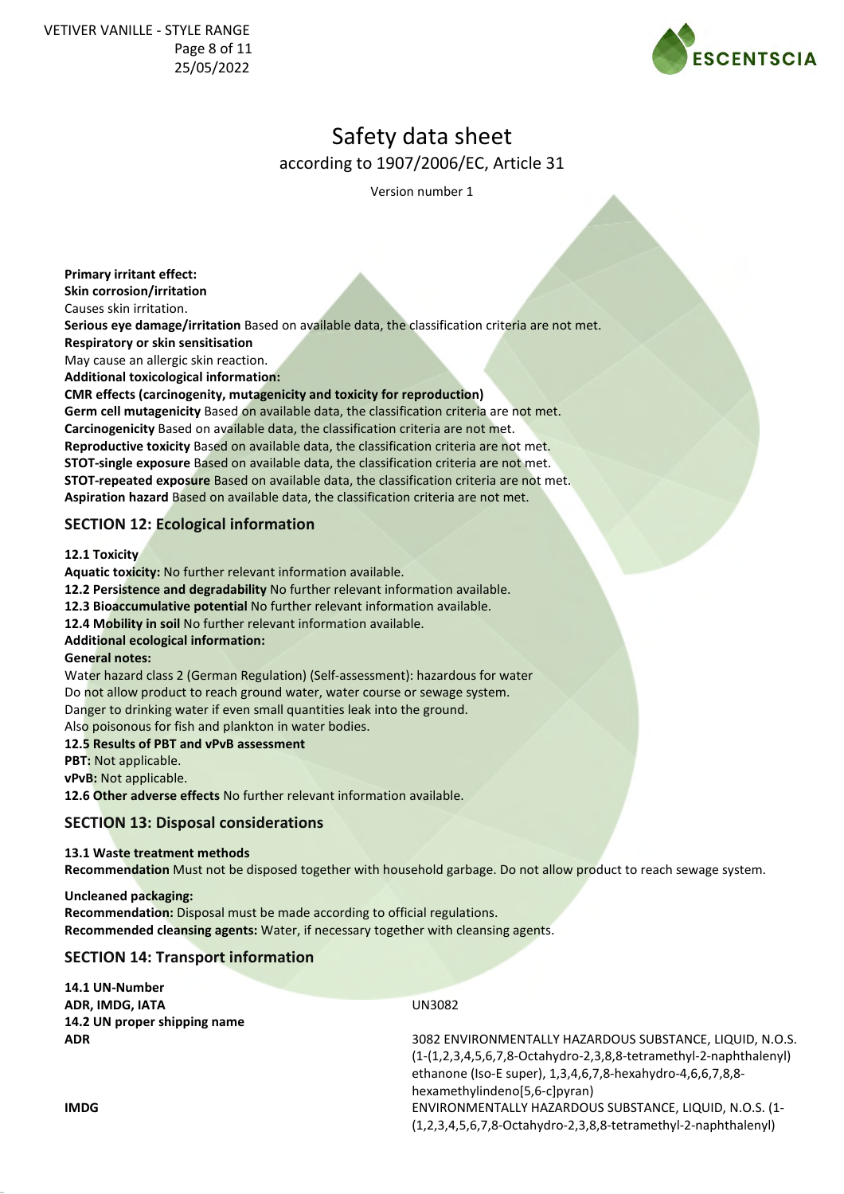**Primary irritant effect:**
**Skin corrosion/irritation**
Causes skin irritation.
**Serious eye damage/irritation** Based on available data, the classification criteria are not met.
**Respiratory or skin sensitisation**
May cause an allergic skin reaction.
**Additional toxicological information:**
**CMR effects (carcinogenity, mutagenicity and toxicity for reproduction)**
**Germ cell mutagenicity** Based on available data, the classification criteria are not met.
**Carcinogenicity** Based on available data, the classification criteria are not met.
**Reproductive toxicity** Based on available data, the classification criteria are not met.
**STOT-single exposure** Based on available data, the classification criteria are not met.
**STOT-repeated exposure** Based on available data, the classification criteria are not met.
**Aspiration hazard** Based on available data, the classification criteria are not met.

## SECTION 12: Ecological information

**12.1 Toxicity**
**Aquatic toxicity:** No further relevant information available.
**12.2 Persistence and degradability** No further relevant information available.
**12.3 Bioaccumulative potential** No further relevant information available.
**12.4 Mobility in soil** No further relevant information available.
**Additional ecological information:**
**General notes:**
Water hazard class 2 (German Regulation) (Self-assessment): hazardous for water
Do not allow product to reach ground water, water course or sewage system.
Danger to drinking water if even small quantities leak into the ground.
Also poisonous for fish and plankton in water bodies.
**12.5 Results of PBT and vPvB assessment**
**PBT:** Not applicable.
**vPvB:** Not applicable.
**12.6 Other adverse effects** No further relevant information available.

## SECTION 13: Disposal considerations

**13.1 Waste treatment methods**
**Recommendation** Must not be disposed together with household garbage. Do not allow product to reach sewage system.

**Uncleaned packaging:**
**Recommendation:** Disposal must be made according to official regulations.
**Recommended cleansing agents:** Water, if necessary together with cleansing agents.

## SECTION 14: Transport information

**14.1 UN-Number**
**ADR, IMDG, IATA** UN3082
**14.2 UN proper shipping name**
**ADR** 3082 ENVIRONMENTALLY HAZARDOUS SUBSTANCE, LIQUID, N.O.S. (1-(1,2,3,4,5,6,7,8-Octahydro-2,3,8,8-tetramethyl-2-naphthalenyl) ethanone (Iso-E super), 1,3,4,6,7,8-hexahydro-4,6,6,7,8,8-hexamethylindeno[5,6-c]pyran)
**IMDG** ENVIRONMENTALLY HAZARDOUS SUBSTANCE, LIQUID, N.O.S. (1-(1,2,3,4,5,6,7,8-Octahydro-2,3,8,8-tetramethyl-2-naphthalenyl)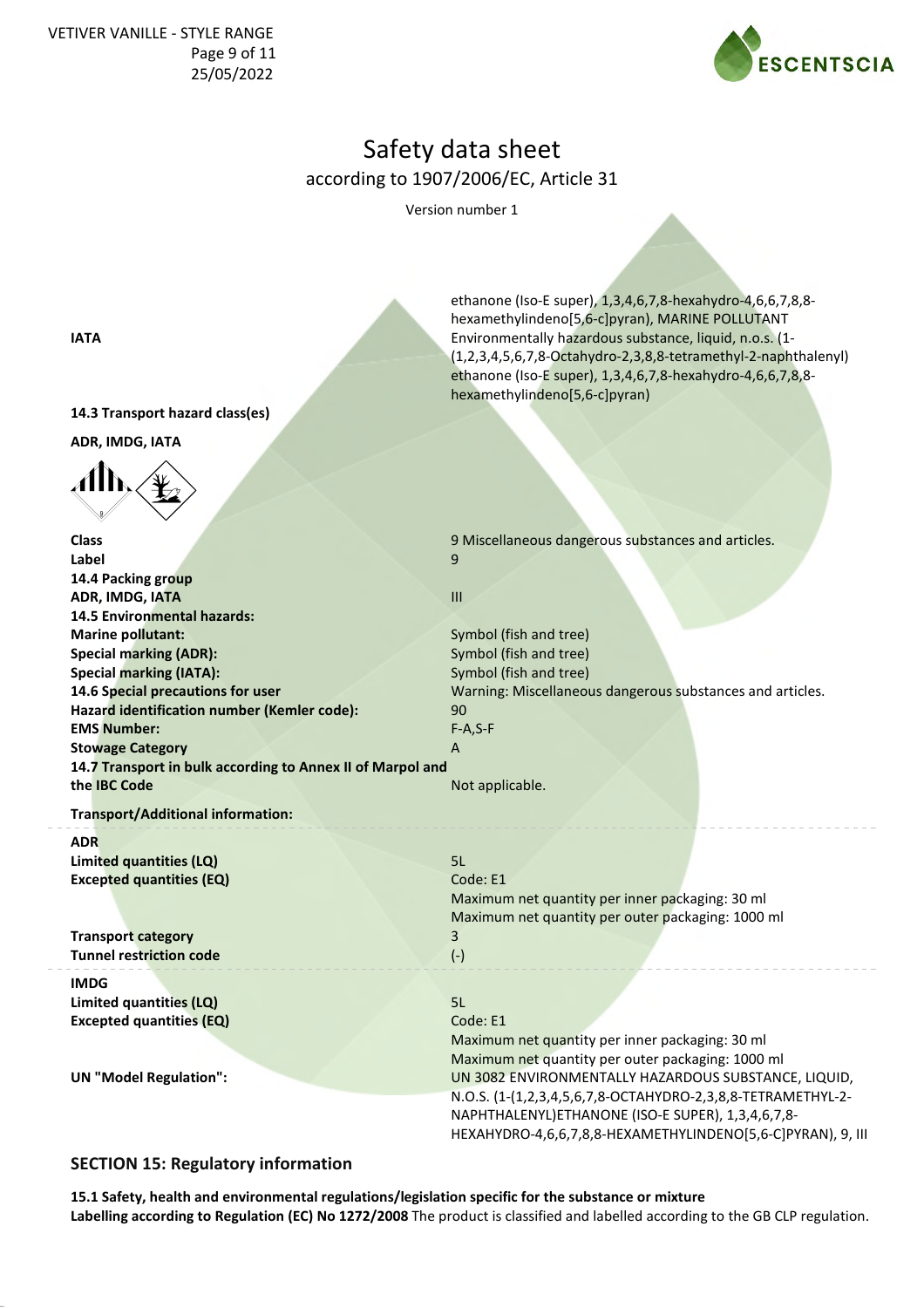| | |
|---|---|
| | ethanone (Iso-E super), 1,3,4,6,7,8-hexahydro-4,6,6,7,8,8-hexamethylindeno[5,6-c]pyran), MARINE POLLUTANT |
| **IATA** | Environmentally hazardous substance, liquid, n.o.s. (1-(1,2,3,4,5,6,7,8-Octahydro-2,3,8,8-tetramethyl-2-naphthalenyl) ethanone (Iso-E super), 1,3,4,6,7,8-hexahydro-4,6,6,7,8,8-hexamethylindeno[5,6-c]pyran) |

**14.3 Transport hazard(s)**

**ADR, IMDG, IATA**

| | |
|---|---|
| **Class** | 9 Miscellaneous dangerous substances and articles. |
| **Label** | 9 |
| **14.4 Packing group** | |
| **ADR, IMDG, IATA** | III |
| **14.5 Environmental hazards:** | |
| **Marine pollutant:** | Symbol (fish and tree) |
| **Special marking (ADR):** | Symbol (fish and tree) |
| **Special marking (IATA):** | Symbol (fish and tree) |
| **14.6 Special precautions for user** | Warning: Miscellaneous dangerous substances and articles. |
| **Hazard identification number (Kemler code):** | 90 |
| **EMS Number:** | F-A,S-F |
| **Stowage Category** | A |
| **14.7 Transport in bulk according to Annex II of Marpol and the IBC Code** | Not applicable. |

**Transport/Additional information:**

| | |
|---|---|
| **ADR** | |
| **Limited quantities (LQ)** | 5L |
| **Excepted quantities (EQ)** | Code: E1<br>Maximum net quantity per inner packaging: 30 ml<br>Maximum net quantity per outer packaging: 1000 ml |
| **Transport category** | 3 |
| **Tunnel restriction code** | (-) |

| | |
|---|---|
| **IMDG** | |
| **Limited quantities (LQ)** | 5L |
| **Excepted quantities (EQ)** | Code: E1<br>Maximum net quantity per inner packaging: 30 ml<br>Maximum net quantity per outer packaging: 1000 ml |
| **UN "Model Regulation":** | UN 3082 ENVIRONMENTALLY HAZARDOUS SUBSTANCE, LIQUID, N.O.S. (1-(1,2,3,4,5,6,7,8-OCTAHYDRO-2,3,8,8-TETRAMETHYL-2-NAPHTHALENYL)ETHANONE (ISO-E SUPER), 1,3,4,6,7,8-HEXAHYDRO-4,6,6,7,8,8-HEXAMETHYLINDENO[5,6-C]PYRAN), 9, III |

## SECTION 15: Regulatory information

**15.1 Safety, health and environmental regulations/legislation specific for the substance or mixture**

**Labelling according to Regulation (EC) No 1272/2008** The product is classified and labelled according to the GB CLP regulation.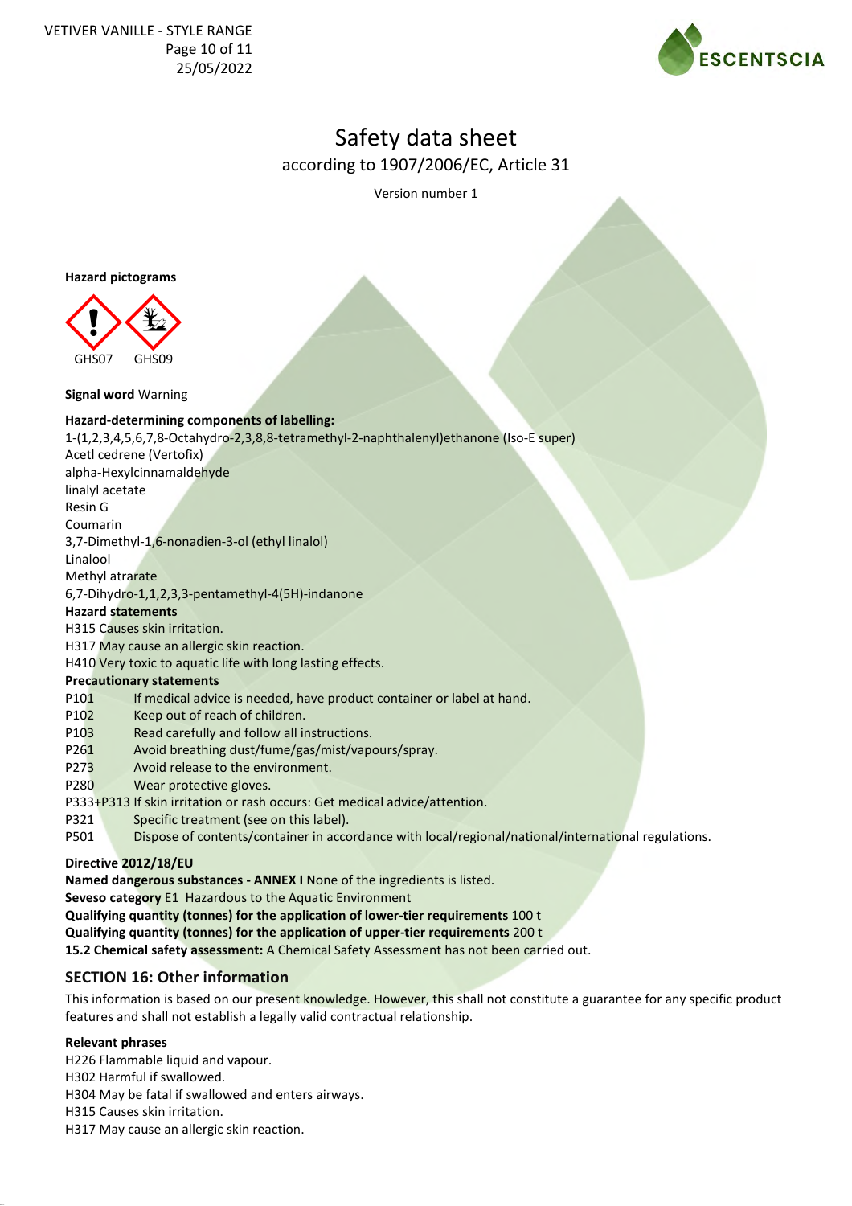# Safety data sheet

according to 1907/2006/EC, Article 31

Version number 1

**Hazard pictograms**

GHS07 GHS09

**Signal word** Warning

**Hazard-determining components of labelling:**

1-(1,2,3,4,5,6,7,8-Octahydro-2,3,8,8-tetramethyl-2-naphthalenyl)ethanone (Iso-E super)
Acetl cedrene (Vertofix)
alpha-Hexylcinnamaldehyde
linalyl acetate
Resin G
Coumarin
3,7-Dimethyl-1,6-nonadien-3-ol (ethyl linalol)
Linalool
Methyl atrarate
6,7-Dihydro-1,1,2,3,3-pentamethyl-4(5H)-indanone

**Hazard statements**

H315 Causes skin irritation.
H317 May cause an allergic skin reaction.
H410 Very toxic to aquatic life with long lasting effects.

**Precautionary statements**

| | |
|---|---|
| P101 | If medical advice is needed, have product container or label at hand. |
| P102 | Keep out of reach of children. |
| P103 | Read carefully and follow all instructions. |
| P261 | Avoid breathing dust/fume/gas/mist/vapours/spray. |
| P273 | Avoid release to the environment. |
| P280 | Wear protective gloves. |
| P333+P313 | If skin irritation or rash occurs: Get medical advice/attention. |
| P321 | Specific treatment (see on this label). |
| P501 | Dispose of contents/container in accordance with local/regional/national/international regulations. |

**Directive 2012/18/EU**

**Named dangerous substances - ANNEX I** None of the ingredients is listed.

**Seveso category** E1 Hazardous to the Aquatic Environment

**Qualifying quantity (tonnes) for the application of lower-tier requirements** 100 t

**Qualifying quantity (tonnes) for the application of upper-tier requirements** 200 t

**15.2 Chemical safety assessment:** A Chemical Safety Assessment has not been carried out.

## SECTION 16: Other information

This information is based on our present knowledge. However, this shall not constitute a guarantee for any specific product features and shall not establish a legally valid contractual relationship.

**Relevant phrases**

H226 Flammable liquid and vapour.
H302 Harmful if swallowed.
H304 May be fatal if swallowed and enters airways.
H315 Causes skin irritation.
H317 May cause an allergic skin reaction.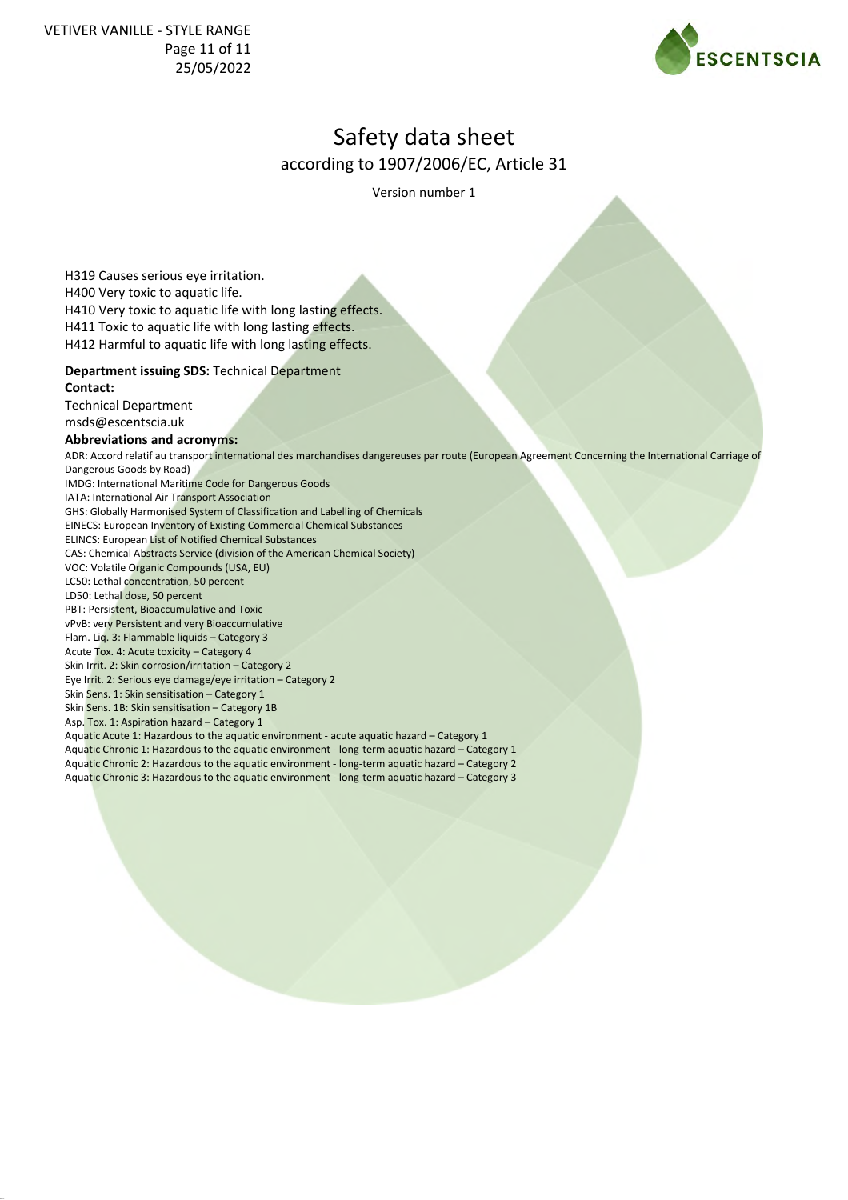H319 Causes serious eye irritation.
H400 Very toxic to aquatic life.
H410 Very toxic to aquatic life with long lasting effects.
H411 Toxic to aquatic life with long lasting effects.
H412 Harmful to aquatic life with long lasting effects.

**Department issuing SDS:** Technical Department

**Contact:**

Technical Department
msds@escentscia.uk

**Abbreviations and acronyms:**

ADR: Accord relatif au transport international des marchandises dangereuses par route (European Agreement Concerning the International Carriage of Dangerous Goods by Road)
IMDG: International Maritime Code for Dangerous Goods
IATA: International Air Transport Association
GHS: Globally Harmonised System of Classification and Labelling of Chemicals
EINECS: European Inventory of Existing Commercial Chemical Substances
ELINCS: European List of Notified Chemical Substances
CAS: Chemical Abstracts Service (division of the American Chemical Society)
VOC: Volatile Organic Compounds (USA, EU)
LC50: Lethal concentration, 50 percent
LD50: Lethal dose, 50 percent
PBT: Persistent, Bioaccumulative and Toxic
vPvB: very Persistent and very Bioaccumulative
Flam. Liq. 3: Flammable liquids – Category 3
Acute Tox. 4: Acute toxicity – Category 4
Skin Irrit. 2: Skin corrosion/irritation – Category 2
Eye Irrit. 2: Serious eye damage/eye irritation – Category 2
Skin Sens. 1: Skin sensitisation – Category 1
Skin Sens. 1B: Skin sensitisation – Category 1B
Asp. Tox. 1: Aspiration hazard – Category 1
Aquatic Acute 1: Hazardous to the aquatic environment - acute aquatic hazard – Category 1
Aquatic Chronic 1: Hazardous to the aquatic environment - long-term aquatic hazard – Category 1
Aquatic Chronic 2: Hazardous to the aquatic environment - long-term aquatic hazard – Category 2
Aquatic Chronic 3: Hazardous to the aquatic environment - long-term aquatic hazard – Category 3